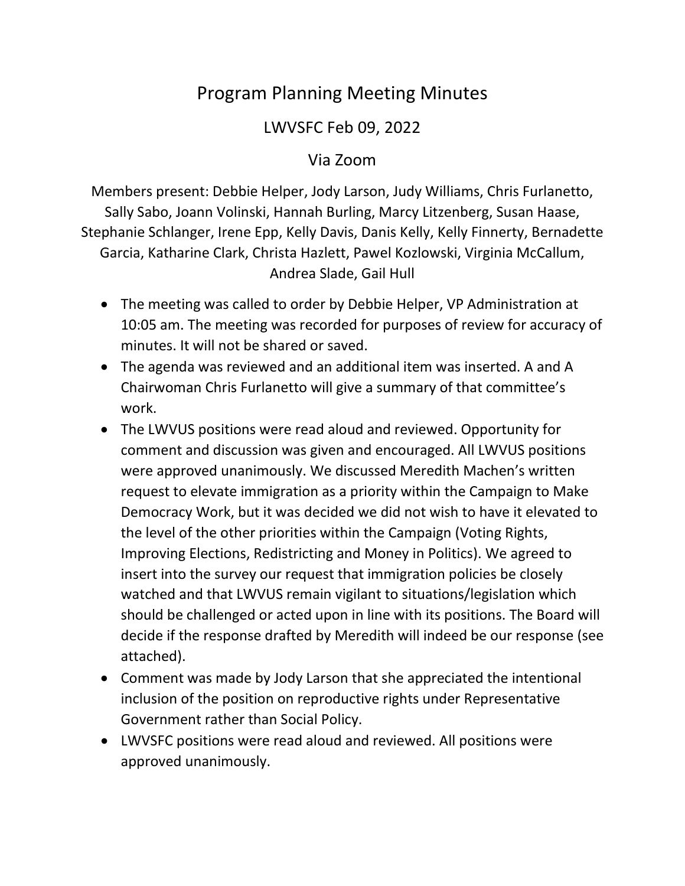# Program Planning Meeting Minutes

## LWVSFC Feb 09, 2022

## Via Zoom

Members present: Debbie Helper, Jody Larson, Judy Williams, Chris Furlanetto, Sally Sabo, Joann Volinski, Hannah Burling, Marcy Litzenberg, Susan Haase, Stephanie Schlanger, Irene Epp, Kelly Davis, Danis Kelly, Kelly Finnerty, Bernadette Garcia, Katharine Clark, Christa Hazlett, Pawel Kozlowski, Virginia McCallum, Andrea Slade, Gail Hull

- The meeting was called to order by Debbie Helper, VP Administration at 10:05 am. The meeting was recorded for purposes of review for accuracy of minutes. It will not be shared or saved.
- The agenda was reviewed and an additional item was inserted. A and A Chairwoman Chris Furlanetto will give a summary of that committee's work.
- The LWVUS positions were read aloud and reviewed. Opportunity for comment and discussion was given and encouraged. All LWVUS positions were approved unanimously. We discussed Meredith Machen's written request to elevate immigration as a priority within the Campaign to Make Democracy Work, but it was decided we did not wish to have it elevated to the level of the other priorities within the Campaign (Voting Rights, Improving Elections, Redistricting and Money in Politics). We agreed to insert into the survey our request that immigration policies be closely watched and that LWVUS remain vigilant to situations/legislation which should be challenged or acted upon in line with its positions. The Board will decide if the response drafted by Meredith will indeed be our response (see attached).
- Comment was made by Jody Larson that she appreciated the intentional inclusion of the position on reproductive rights under Representative Government rather than Social Policy.
- LWVSFC positions were read aloud and reviewed. All positions were approved unanimously.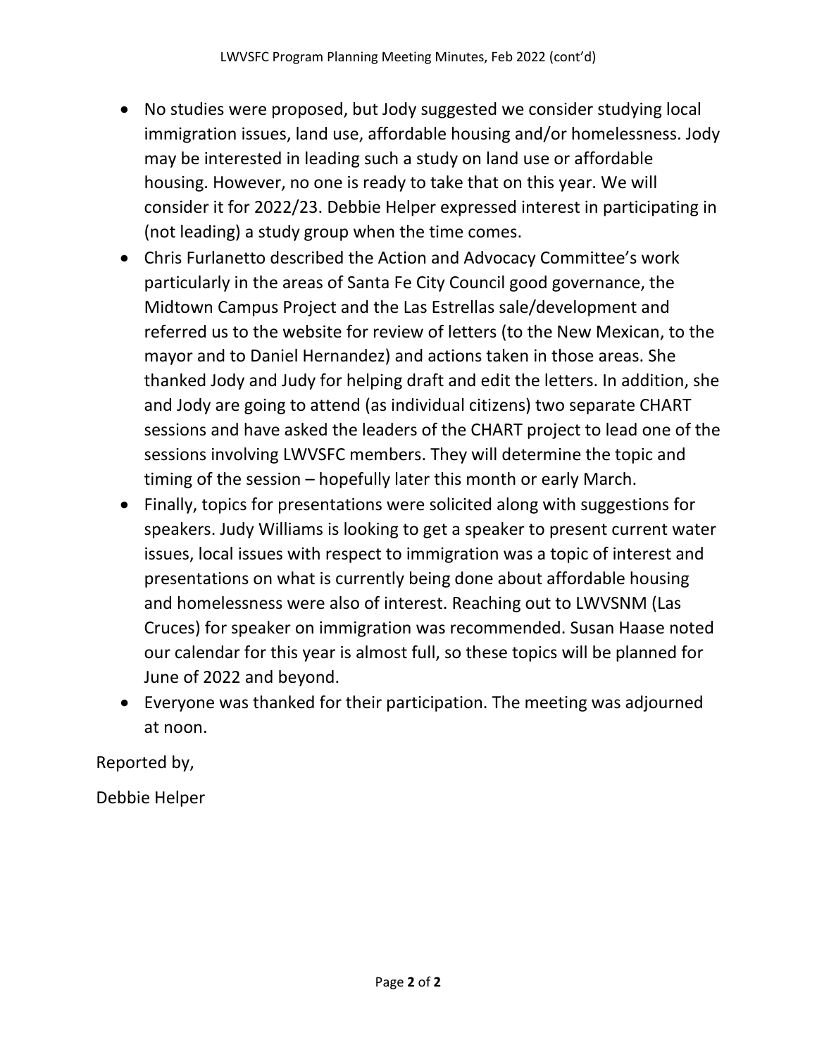- No studies were proposed, but Jody suggested we consider studying local immigration issues, land use, affordable housing and/or homelessness. Jody may be interested in leading such a study on land use or affordable housing. However, no one is ready to take that on this year. We will consider it for 2022/23. Debbie Helper expressed interest in participating in (not leading) a study group when the time comes.
- Chris Furlanetto described the Action and Advocacy Committee's work particularly in the areas of Santa Fe City Council good governance, the Midtown Campus Project and the Las Estrellas sale/development and referred us to the website for review of letters (to the New Mexican, to the mayor and to Daniel Hernandez) and actions taken in those areas. She thanked Jody and Judy for helping draft and edit the letters. In addition, she and Jody are going to attend (as individual citizens) two separate CHART sessions and have asked the leaders of the CHART project to lead one of the sessions involving LWVSFC members. They will determine the topic and timing of the session – hopefully later this month or early March.
- Finally, topics for presentations were solicited along with suggestions for speakers. Judy Williams is looking to get a speaker to present current water issues, local issues with respect to immigration was a topic of interest and presentations on what is currently being done about affordable housing and homelessness were also of interest. Reaching out to LWVSNM (Las Cruces) for speaker on immigration was recommended. Susan Haase noted our calendar for this year is almost full, so these topics will be planned for June of 2022 and beyond.
- Everyone was thanked for their participation. The meeting was adjourned at noon.

Reported by,

Debbie Helper